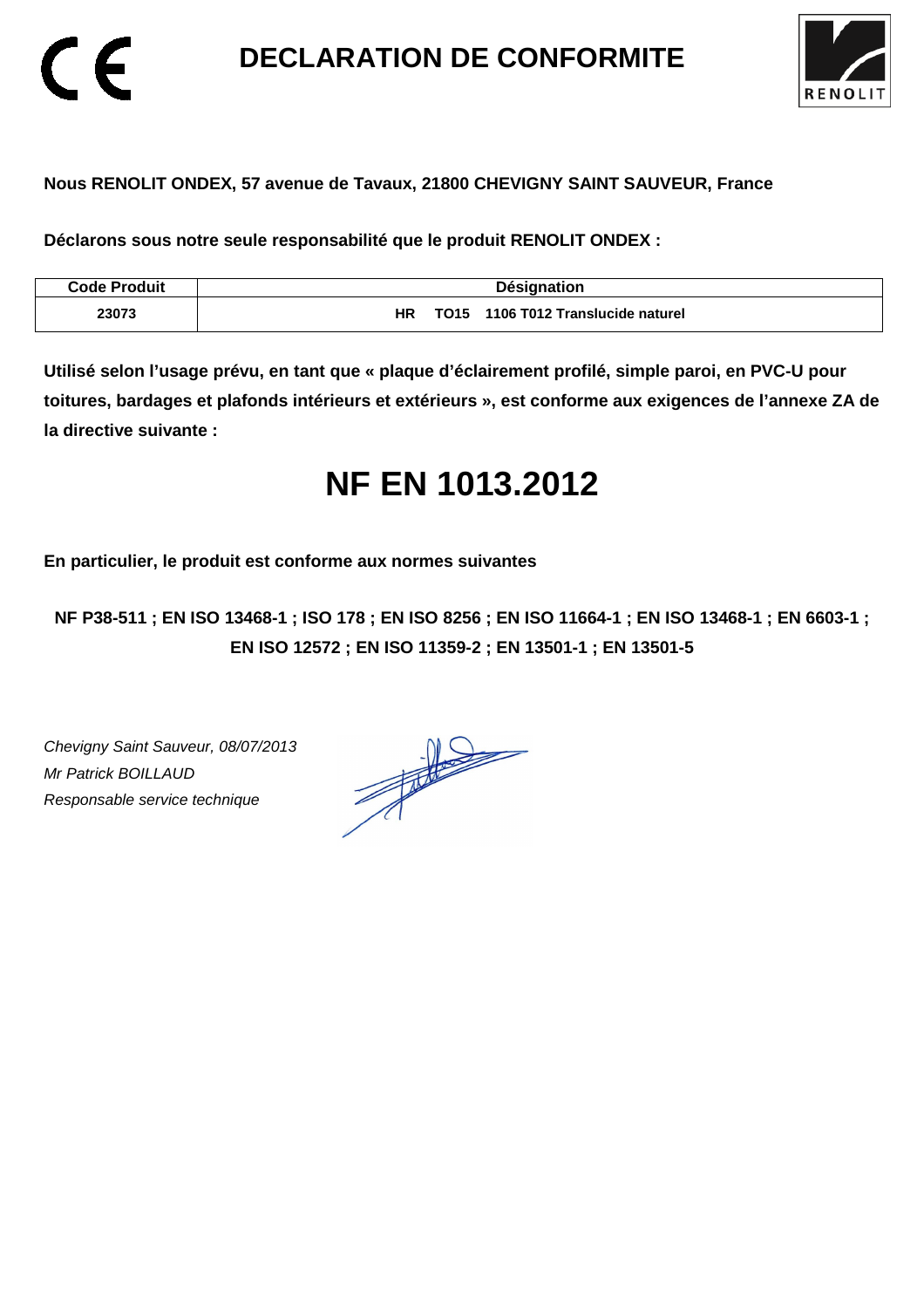CE

# DECLARATION DE CONFORMITE

RENOLIT

**Nous RENOLIT ONDEX, 57 avenue de Tavaux, 21800 CHEVIGNY SAINT SAUVEUR, France**

**Déclarons sous notre seule responsabilité que le produit RENOLIT ONDEX :**

| Code Produit | Désignation |
|---|---|
| 23073 | HR TO15 1106 T012 Translucide naturel |

**Utilisé selon l'usage prévu, en tant que « plaque d'éclairement profilé, simple paroi, en PVC-U pour toitures, bardages et plafonds intérieurs et extérieurs », est conforme aux exigences de l'annexe ZA de la directive suivante :**

# NF EN 1013.2012

**En particulier, le produit est conforme aux normes suivantes**

**NF P38-511 ; EN ISO 13468-1 ; ISO 178 ; EN ISO 8256 ; EN ISO 11664-1 ; EN ISO 13468-1 ; EN 6603-1 ; EN ISO 12572 ; EN ISO 11359-2 ; EN 13501-1 ; EN 13501-5**

*Chevigny Saint Sauveur, 08/07/2013*
*Mr Patrick BOILLAUD*
*Responsable service technique*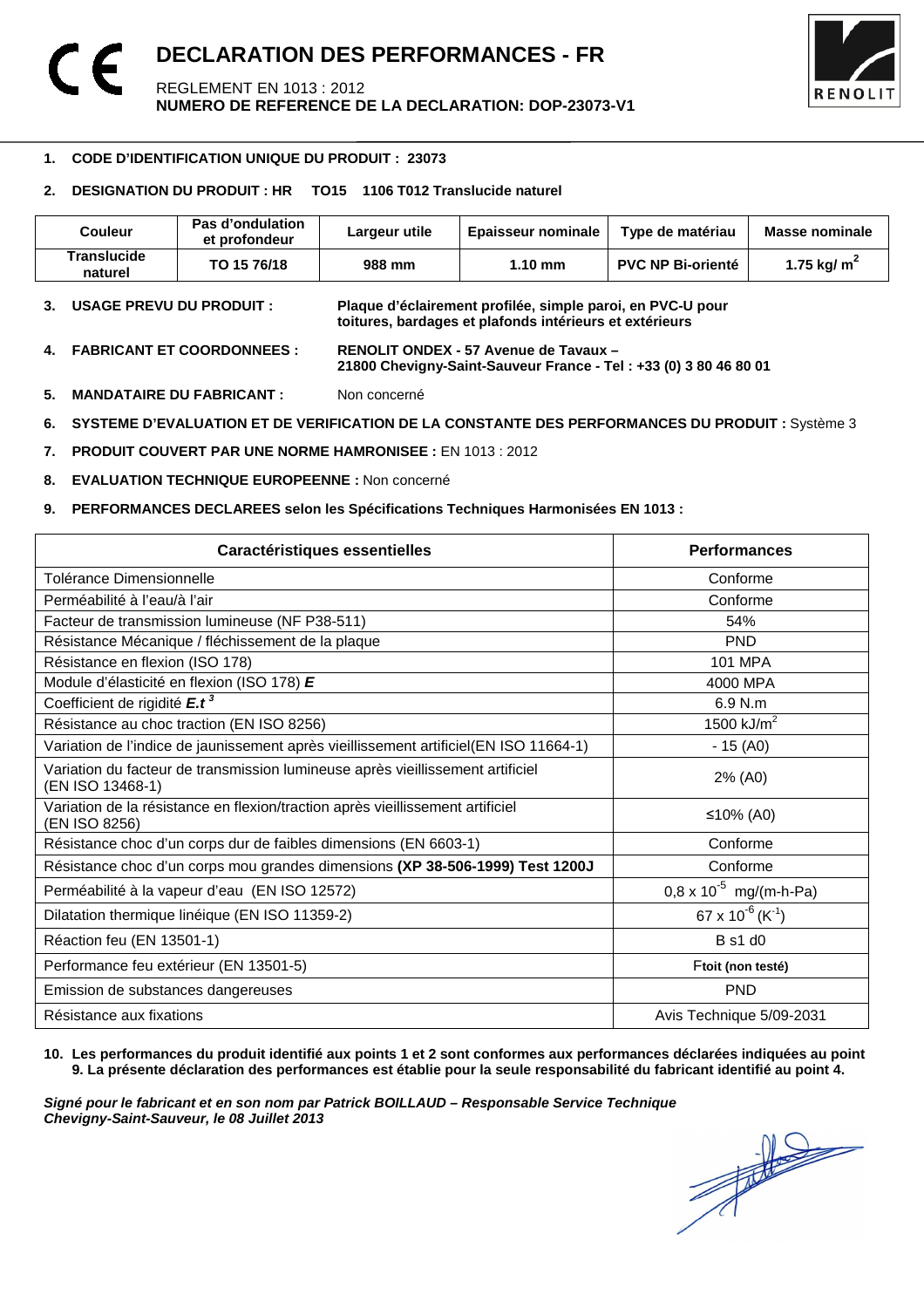# DECLARATION DES PERFORMANCES - FR

REGLEMENT EN 1013 : 2012
**NUMERO DE REFERENCE DE LA DECLARATION: DOP-23073-V1**

1. **CODE D'IDENTIFICATION UNIQUE DU PRODUIT : 23073**

2. **DESIGNATION DU PRODUIT : HR TO15 1106 T012 Translucide naturel**

| Couleur | Pas d'ondulation et profondeur | Largeur utile | Epaisseur nominale | Type de matériau | Masse nominale |
|---|---|---|---|---|---|
| **Translucide naturel** | **TO 15 76/18** | **988 mm** | **1.10 mm** | **PVC NP Bi-orienté** | **1.75 kg/ $m^2$** |

3. **USAGE PREVU DU PRODUIT :** **Plaque d'éclairement profilée, simple paroi, en PVC-U pour toitures, bardages et plafonds intérieurs et extérieurs**

4. **FABRICANT ET COORDONNEES :** **RENOLIT ONDEX - 57 Avenue de Tavaux – 21800 Chevigny-Saint-Sauveur France - Tel : +33 (0) 3 80 46 80 01**

5. **MANDATAIRE DU FABRICANT :** Non concerné

6. **SYSTEME D'EVALUATION ET DE VERIFICATION DE LA CONSTANTE DES PERFORMANCES DU PRODUIT :** Système 3

7. **PRODUIT COUVERT PAR UNE NORME HAMRONISEE :** EN 1013 : 2012

8. **EVALUATION TECHNIQUE EUROPEENNE :** Non concerné

9. **PERFORMANCES DECLAREES selon les Spécifications Techniques Harmonisées EN 1013 :**

| Caractéristiques essentielles | Performances |
|---|---|
| Tolérance Dimensionnelle | Conforme |
| Perméabilité à l'eau/à l'air | Conforme |
| Facteur de transmission lumineuse (NF P38-511) | 54% |
| Résistance Mécanique / fléchissement de la plaque | PND |
| Résistance en flexion (ISO 178) | 101 MPA |
| Module d'élasticité en flexion (ISO 178) ***E*** | 4000 MPA |
| Coefficient de rigidité $E.t^3$ | 6.9 N.m |
| Résistance au choc traction (EN ISO 8256) | 1500 kJ/$m^2$ |
| Variation de l'indice de jaunissement après vieillissement artificiel(EN ISO 11664-1) | - 15 (A0) |
| Variation du facteur de transmission lumineuse après vieillissement artificiel (EN ISO 13468-1) | 2% (A0) |
| Variation de la résistance en flexion/traction après vieillissement artificiel (EN ISO 8256) | ≤10% (A0) |
| Résistance choc d'un corps dur de faibles dimensions (EN 6603-1) | Conforme |
| Résistance choc d'un corps mou grandes dimensions **(XP 38-506-1999) Test 1200J** | Conforme |
| Perméabilité à la vapeur d'eau (EN ISO 12572) | 0,8 x $10^{-5}$ mg/(m-h-Pa) |
| Dilatation thermique linéique (EN ISO 11359-2) | 67 x $10^{-6}$ ($K^{-1}$) |
| Réaction feu (EN 13501-1) | B s1 d0 |
| Performance feu extérieur (EN 13501-5) | F**toit (non testé)** |
| Emission de substances dangereuses | PND |
| Résistance aux fixations | Avis Technique 5/09-2031 |

10. **Les performances du produit identifié aux points 1 et 2 sont conformes aux performances déclarées indiquées au point 9. La présente déclaration des performances est établie pour la seule responsabilité du fabricant identifié au point 4.**

***Signé pour le fabricant et en son nom par Patrick BOILLAUD – Responsable Service Technique***
***Chevigny-Saint-Sauveur, le 08 Juillet 2013***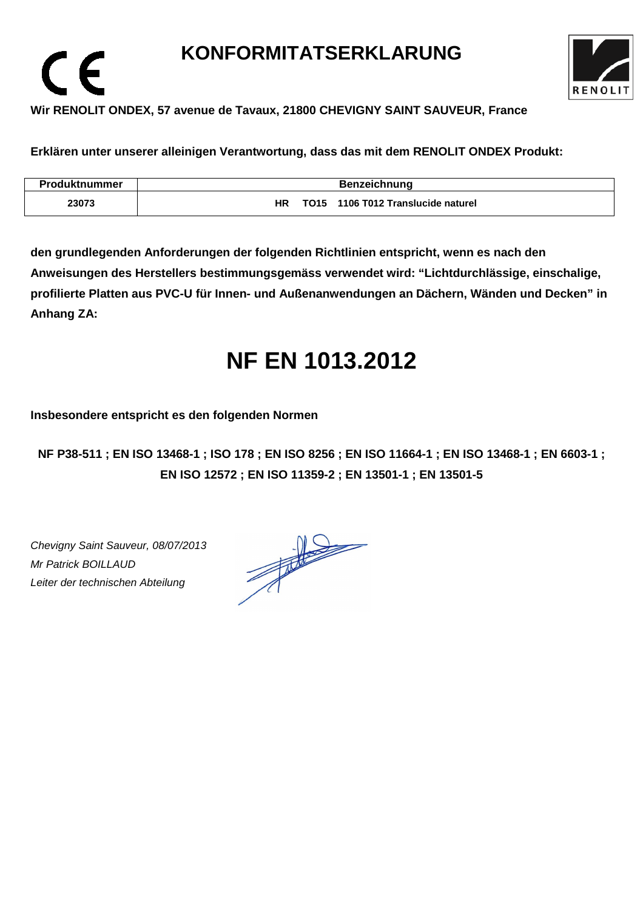# KONFORMITATSERKLARUNG

**Wir RENOLIT ONDEX, 57 avenue de Tavaux, 21800 CHEVIGNY SAINT SAUVEUR, France**

**Erklären unter unserer alleinigen Verantwortung, dass das mit dem RENOLIT ONDEX Produkt:**

| Produktnummer | Benzeichnung |
| --- | --- |
| 23073 | HR TO15 1106 T012 Translucide naturel |

**den grundlegenden Anforderungen der folgenden Richtlinien entspricht, wenn es nach den Anweisungen des Herstellers bestimmungsgemäss verwendet wird: “Lichtdurchlässige, einschalige, profilierte Platten aus PVC-U für Innen- und Außenanwendungen an Dächern, Wänden und Decken” in Anhang ZA:**

# NF EN 1013.2012

**Insbesondere entspricht es den folgenden Normen**

**NF P38-511 ; EN ISO 13468-1 ; ISO 178 ; EN ISO 8256 ; EN ISO 11664-1 ; EN ISO 13468-1 ; EN 6603-1 ; EN ISO 12572 ; EN ISO 11359-2 ; EN 13501-1 ; EN 13501-5**

*Chevigny Saint Sauveur, 08/07/2013*
*Mr Patrick BOILLAUD*
*Leiter der technischen Abteilung*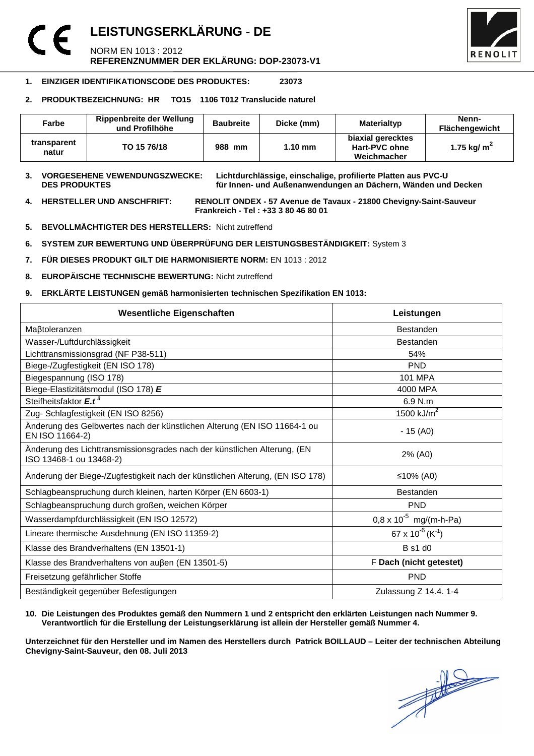# LEISTUNGSERKLÄRUNG - DE

NORM EN 1013 : 2012
**REFERENZNUMMER DER EKLÄRUNG: DOP-23073-V1**

1. **EINZIGER IDENTIFIKATIONSCODE DES PRODUKTES: 23073**

2. **PRODUKTBEZEICHNUNG: HR TO15 1106 T012 Translucide naturel**

| Farbe | Rippenbreite der Wellung und Profilhöhe | Baubreite | Dicke (mm) | Materialtyp | Nenn-Flächengewicht |
|---|---|---|---|---|---|
| **transparent natur** | **TO 15 76/18** | **988 mm** | **1.10 mm** | **biaxial gerecktes Hart-PVC ohne Weichmacher** | **1.75 kg/ $m^2$** |

3. **VORGESEHENE VEWENDUNGSZWECKE: DES PRODUKTES** **Lichtdurchlässige, einschalige, profilierte Platten aus PVC-U für Innen- und Außenanwendungen an Dächern, Wänden und Decken**

4. **HERSTELLER UND ANSCHFRIFT:** **RENOLIT ONDEX - 57 Avenue de Tavaux - 21800 Chevigny-Saint-Sauveur Frankreich - Tel : +33 3 80 46 80 01**

5. **BEVOLLMÄCHTIGTER DES HERSTELLERS:** Nicht zutreffend

6. **SYSTEM ZUR BEWERTUNG UND ÜBERPRÜFUNG DER LEISTUNGSBESTÄNDIGKEIT:** System 3

7. **FÜR DIESES PRODUKT GILT DIE HARMONISIERTE NORM:** EN 1013 : 2012

8. **EUROPÄISCHE TECHNISCHE BEWERTUNG:** Nicht zutreffend

9. **ERKLÄRTE LEISTUNGEN gemäß harmonisierten technischen Spezifikation EN 1013:**

| Wesentliche Eigenschaften | Leistungen |
|---|---|
| Maβtoleranzen | Bestanden |
| Wasser-/Luftdurchlässigkeit | Bestanden |
| Lichttransmissionsgrad (NF P38-511) | 54% |
| Biege-/Zugfestigkeit (EN ISO 178) | PND |
| Biegespannung (ISO 178) | 101 MPA |
| Biege-Elastizitätsmodul (ISO 178) ***E*** | 4000 MPA |
| Steifheitsfaktor $E.t^3$ | 6.9 N.m |
| Zug- Schlagfestigkeit (EN ISO 8256) | 1500 kJ/$m^2$ |
| Änderung des Gelbwertes nach der künstlichen Alterung (EN ISO 11664-1 ou EN ISO 11664-2) | - 15 (A0) |
| Änderung des Lichttransmissionsgrades nach der künstlichen Alterung, (EN ISO 13468-1 ou 13468-2) | 2% (A0) |
| Änderung der Biege-/Zugfestigkeit nach der künstlichen Alterung, (EN ISO 178) | ≤10% (A0) |
| Schlagbeanspruchung durch kleinen, harten Körper (EN 6603-1) | Bestanden |
| Schlagbeanspruchung durch großen, weichen Körper | PND |
| Wasserdampfdurchlässigkeit (EN ISO 12572) | $0,8 \times 10^{-5}$ mg/(m-h-Pa) |
| Lineare thermische Ausdehnung (EN ISO 11359-2) | $67 \times 10^{-6}$ ($K^{-1}$) |
| Klasse des Brandverhaltens (EN 13501-1) | B s1 d0 |
| Klasse des Brandverhaltens von auβen (EN 13501-5) | F **Dach (nicht getestet)** |
| Freisetzung gefährlicher Stoffe | PND |
| Beständigkeit gegenüber Befestigungen | Zulassung Z 14.4. 1-4 |

10. **Die Leistungen des Produktes gemäß den Nummern 1 und 2 entspricht den erklärten Leistungen nach Nummer 9. Verantwortlich für die Erstellung der Leistungserklärung ist allein der Hersteller gemäß Nummer 4.**

**Unterzeichnet für den Hersteller und im Namen des Herstellers durch Patrick BOILLAUD – Leiter der technischen Abteilung**
**Chevigny-Saint-Sauveur, den 08. Juli 2013**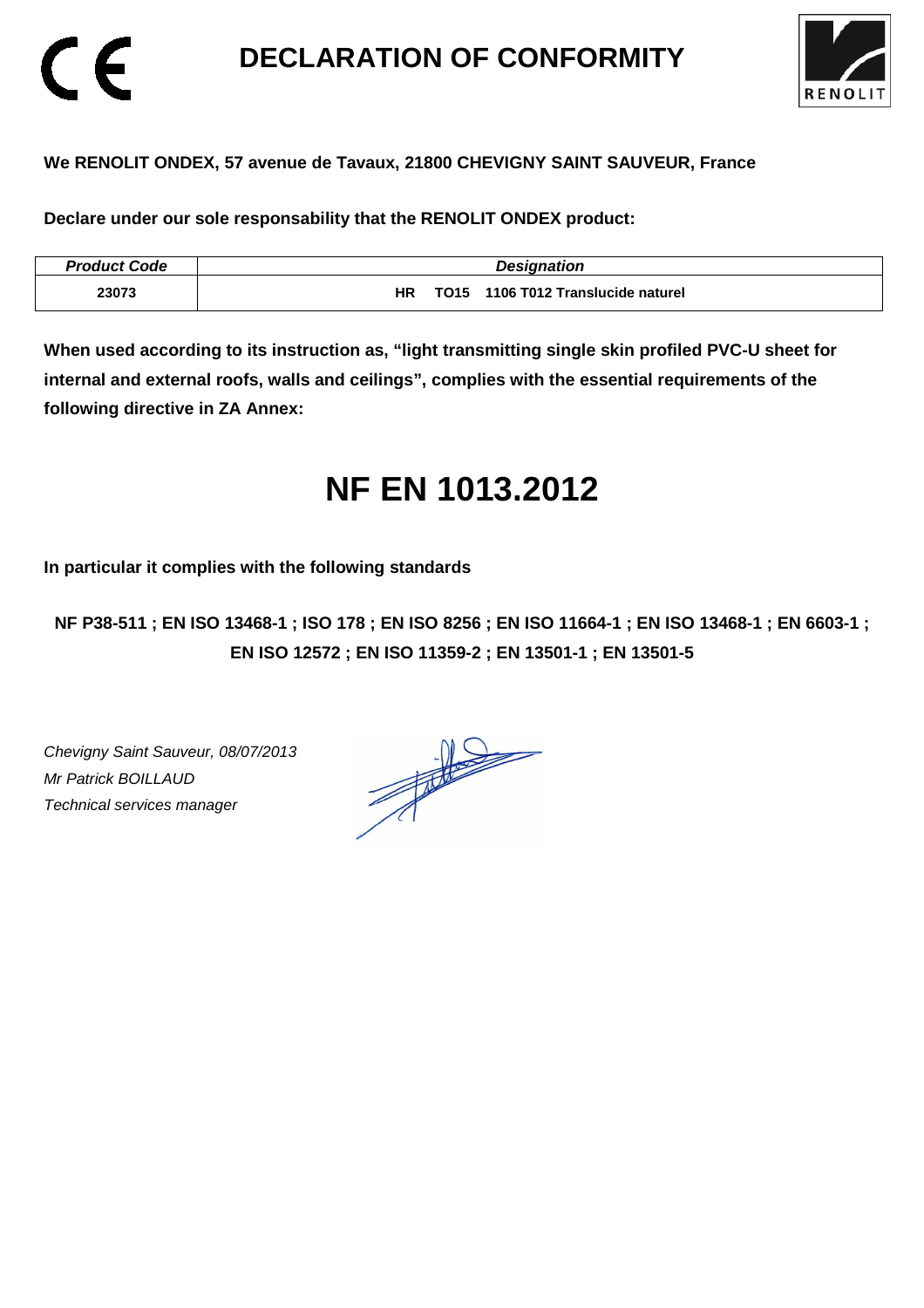# DECLARATION OF CONFORMITY

**We RENOLIT ONDEX, 57 avenue de Tavaux, 21800 CHEVIGNY SAINT SAUVEUR, France**

**Declare under our sole responsability that the RENOLIT ONDEX product:**

| *Product Code* | *Designation* |
| --- | --- |
| 23073 | HR TO15 1106 T012 Translucide naturel |

**When used according to its instruction as, "light transmitting single skin profiled PVC-U sheet for internal and external roofs, walls and ceilings", complies with the essential requirements of the following directive in ZA Annex:**

# NF EN 1013.2012

**In particular it complies with the following standards**

**NF P38-511 ; EN ISO 13468-1 ; ISO 178 ; EN ISO 8256 ; EN ISO 11664-1 ; EN ISO 13468-1 ; EN 6603-1 ; EN ISO 12572 ; EN ISO 11359-2 ; EN 13501-1 ; EN 13501-5**

*Chevigny Saint Sauveur, 08/07/2013*
*Mr Patrick BOILLAUD*
*Technical services manager*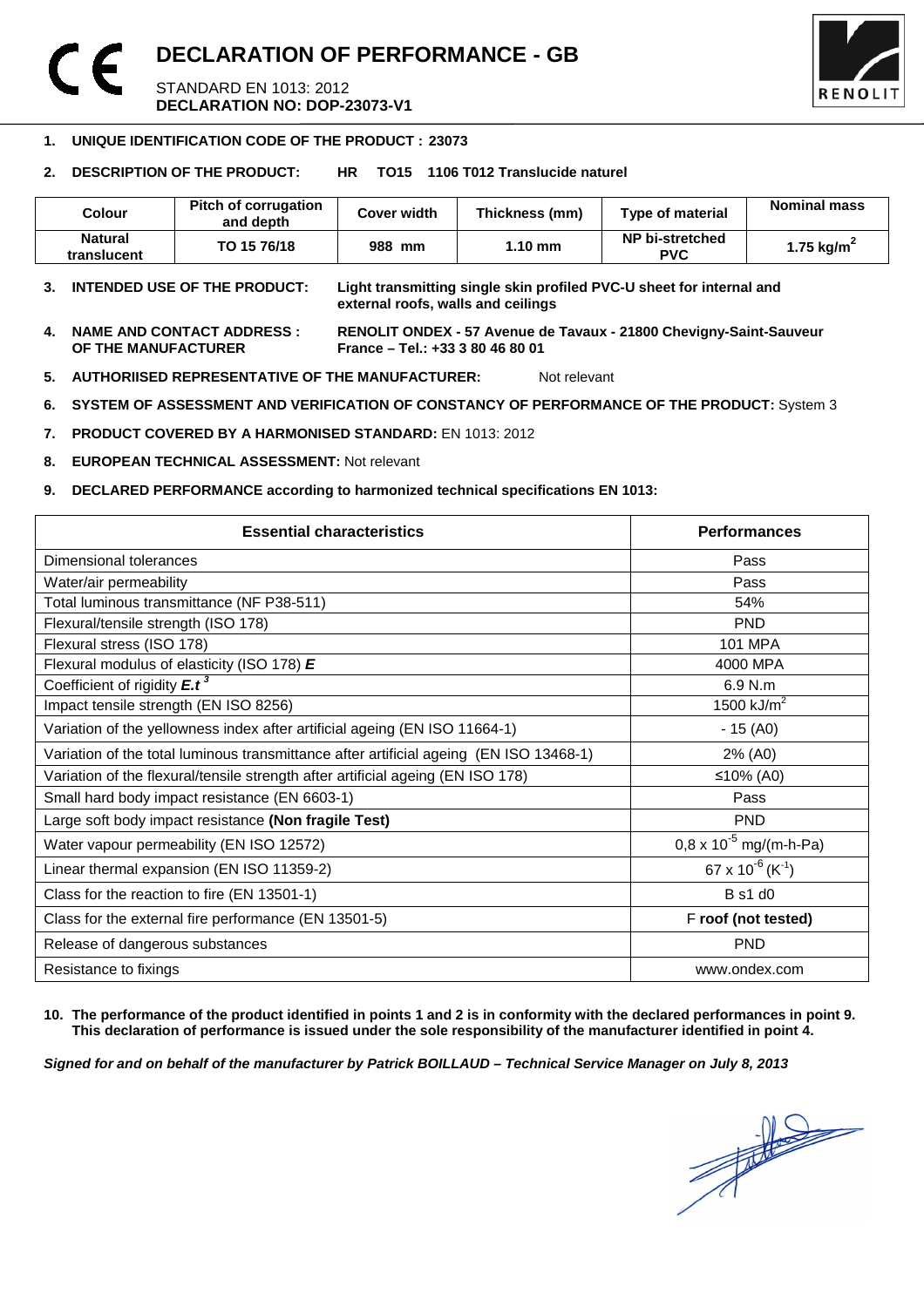# DECLARATION OF PERFORMANCE - GB

STANDARD EN 1013: 2012
**DECLARATION NO: DOP-23073-V1**

RENOLIT

1. **UNIQUE IDENTIFICATION CODE OF THE PRODUCT : 23073**

2. **DESCRIPTION OF THE PRODUCT: HR TO15 1106 T012 Translucide naturel**

| Colour | Pitch of corrugation and depth | Cover width | Thickness (mm) | Type of material | Nominal mass |
|---|---|---|---|---|---|
| **Natural translucent** | **TO 15 76/18** | **988 mm** | **1.10 mm** | **NP bi-stretched PVC** | **1.75 kg/m$^2$** |

3. **INTENDED USE OF THE PRODUCT: Light transmitting single skin profiled PVC-U sheet for internal and external roofs, walls and ceilings**

4. **NAME AND CONTACT ADDRESS : OF THE MANUFACTURER RENOLIT ONDEX - 57 Avenue de Tavaux - 21800 Chevigny-Saint-Sauveur France – Tel.: +33 3 80 46 80 01**

5. **AUTHORIISED REPRESENTATIVE OF THE MANUFACTURER:** Not relevant

6. **SYSTEM OF ASSESSMENT AND VERIFICATION OF CONSTANCY OF PERFORMANCE OF THE PRODUCT:** System 3

7. **PRODUCT COVERED BY A HARMONISED STANDARD:** EN 1013: 2012

8. **EUROPEAN TECHNICAL ASSESSMENT:** Not relevant

9. **DECLARED PERFORMANCE according to harmonized technical specifications EN 1013:**

| Essential characteristics | Performances |
|---|---|
| Dimensional tolerances | Pass |
| Water/air permeability | Pass |
| Total luminous transmittance (NF P38-511) | 54% |
| Flexural/tensile strength (ISO 178) | PND |
| Flexural stress (ISO 178) | 101 MPA |
| Flexural modulus of elasticity (ISO 178) ***E*** | 4000 MPA |
| Coefficient of rigidity $E.t^3$ | 6.9 N.m |
| Impact tensile strength (EN ISO 8256) | 1500 kJ/m$^2$ |
| Variation of the yellowness index after artificial ageing (EN ISO 11664-1) | - 15 (A0) |
| Variation of the total luminous transmittance after artificial ageing (EN ISO 13468-1) | 2% (A0) |
| Variation of the flexural/tensile strength after artificial ageing (EN ISO 178) | ≤10% (A0) |
| Small hard body impact resistance (EN 6603-1) | Pass |
| Large soft body impact resistance **(Non fragile Test)** | PND |
| Water vapour permeability (EN ISO 12572) | $0,8 \times 10^{-5}$ mg/(m-h-Pa) |
| Linear thermal expansion (EN ISO 11359-2) | $67 \times 10^{-6}$ ($K^{-1}$) |
| Class for the reaction to fire (EN 13501-1) | B s1 d0 |
| Class for the external fire performance (EN 13501-5) | F **roof (not tested)** |
| Release of dangerous substances | PND |
| Resistance to fixings | www.ondex.com |

10. **The performance of the product identified in points 1 and 2 is in conformity with the declared performances in point 9. This declaration of performance is issued under the sole responsibility of the manufacturer identified in point 4.**

***Signed for and on behalf of the manufacturer by Patrick BOILLAUD – Technical Service Manager on July 8, 2013***